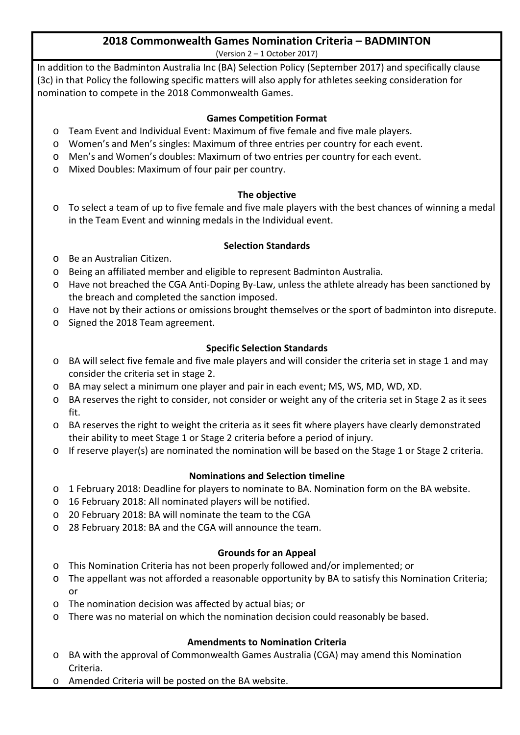# 2018 Commonwealth Games Nomination Criteria – BADMINTON

(Version 2 – 1 October 2017)

In addition to the Badminton Australia Inc (BA) Selection Policy (September 2017) and specifically clause (3c) in that Policy the following specific matters will also apply for athletes seeking consideration for nomination to compete in the 2018 Commonwealth Games.

### Games Competition Format

- Team Event and Individual Event: Maximum of five female and five male players.
- Women's and Men's singles: Maximum of three entries per country for each event.
- Men's and Women's doubles: Maximum of two entries per country for each event.
- Mixed Doubles: Maximum of four pair per country.

### The objective

- To select a team of up to five female and five male players with the best chances of winning a medal in the Team Event and winning medals in the Individual event.

### Selection Standards

- Be an Australian Citizen.
- Being an affiliated member and eligible to represent Badminton Australia.
- Have not breached the CGA Anti-Doping By-Law, unless the athlete already has been sanctioned by the breach and completed the sanction imposed.
- Have not by their actions or omissions brought themselves or the sport of badminton into disrepute.
- Signed the 2018 Team agreement.

### Specific Selection Standards

- BA will select five female and five male players and will consider the criteria set in stage 1 and may consider the criteria set in stage 2.
- BA may select a minimum one player and pair in each event; MS, WS, MD, WD, XD.
- BA reserves the right to consider, not consider or weight any of the criteria set in Stage 2 as it sees fit.
- BA reserves the right to weight the criteria as it sees fit where players have clearly demonstrated their ability to meet Stage 1 or Stage 2 criteria before a period of injury.
- If reserve player(s) are nominated the nomination will be based on the Stage 1 or Stage 2 criteria.

### Nominations and Selection timeline

- 1 February 2018: Deadline for players to nominate to BA. Nomination form on the BA website.
- 16 February 2018: All nominated players will be notified.
- 20 February 2018: BA will nominate the team to the CGA
- 28 February 2018: BA and the CGA will announce the team.

### Grounds for an Appeal

- This Nomination Criteria has not been properly followed and/or implemented; or
- The appellant was not afforded a reasonable opportunity by BA to satisfy this Nomination Criteria; or
- The nomination decision was affected by actual bias; or
- There was no material on which the nomination decision could reasonably be based.

### Amendments to Nomination Criteria

- BA with the approval of Commonwealth Games Australia (CGA) may amend this Nomination Criteria.
- Amended Criteria will be posted on the BA website.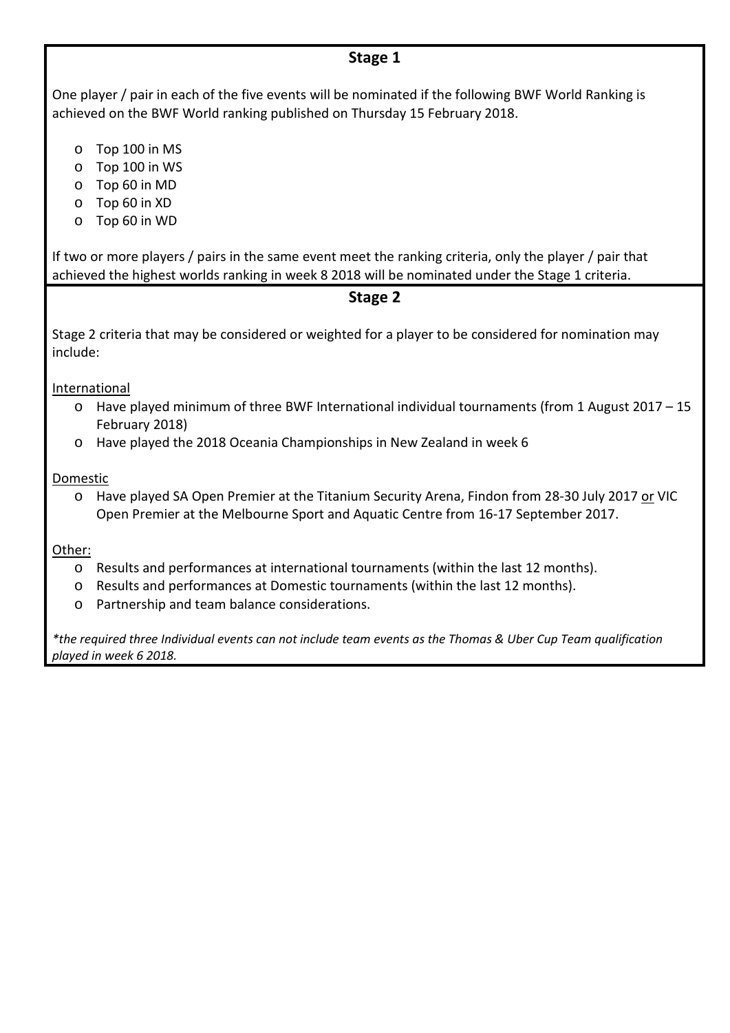## Stage 1

One player / pair in each of the five events will be nominated if the following BWF World Ranking is achieved on the BWF World ranking published on Thursday 15 February 2018.

- Top 100 in MS
- Top 100 in WS
- Top 60 in MD
- Top 60 in XD
- Top 60 in WD

If two or more players / pairs in the same event meet the ranking criteria, only the player / pair that achieved the highest worlds ranking in week 8 2018 will be nominated under the Stage 1 criteria.

## Stage 2

Stage 2 criteria that may be considered or weighted for a player to be considered for nomination may include:

<u>International</u>

- Have played minimum of three BWF International individual tournaments (from 1 August 2017 – 15 February 2018)
- Have played the 2018 Oceania Championships in New Zealand in week 6

<u>Domestic</u>

- Have played SA Open Premier at the Titanium Security Arena, Findon from 28-30 July 2017 <u>or</u> VIC Open Premier at the Melbourne Sport and Aquatic Centre from 16-17 September 2017.

<u>Other:</u>

- Results and performances at international tournaments (within the last 12 months).
- Results and performances at Domestic tournaments (within the last 12 months).
- Partnership and team balance considerations.

*\*the required three Individual events can not include team events as the Thomas & Uber Cup Team qualification played in week 6 2018.*